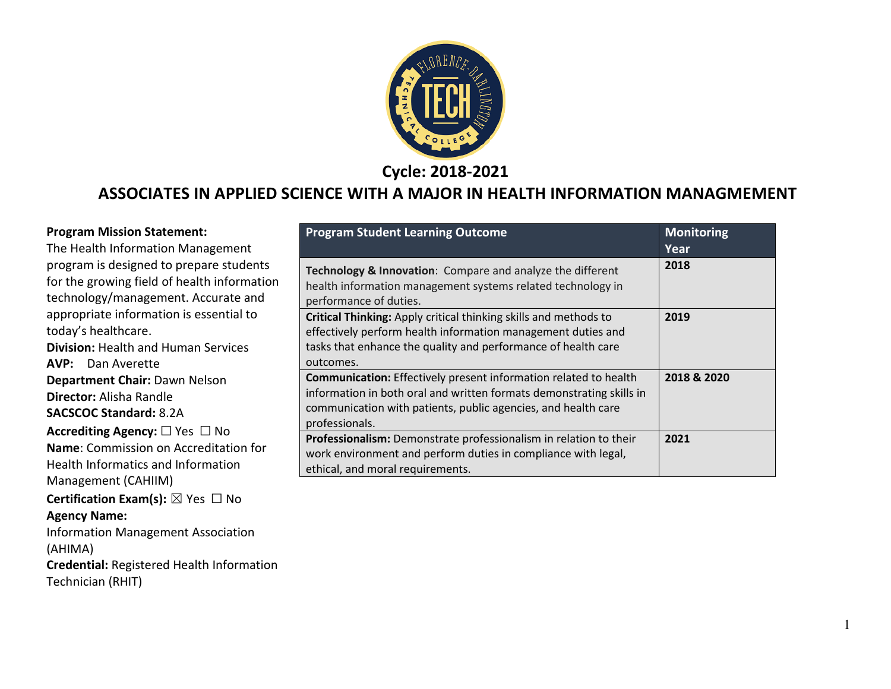Cycle: 2018-2021

# ASSOCIATES IN APPLIED SCIENCE WITH A MAJOR IN HEALTH INFORMATION MANAGMEMENT

**Program Mission Statement:**
The Health Information Management program is designed to prepare students for the growing field of health information technology/management. Accurate and appropriate information is essential to today's healthcare.

**Division:** Health and Human Services
**AVP:** Dan Averette
**Department Chair:** Dawn Nelson
**Director:** Alisha Randle
**SACSCOC Standard:** 8.2A
**Accrediting Agency:** ☐ Yes ☐ No
**Name**: Commission on Accreditation for Health Informatics and Information Management (CAHIIM)
**Certification Exam(s):** ☒ Yes ☐ No
**Agency Name:**
Information Management Association (AHIMA)
**Credential:** Registered Health Information Technician (RHIT)

| Program Student Learning Outcome | Monitoring Year |
|---|---|
| **Technology & Innovation**: Compare and analyze the different health information management systems related technology in performance of duties. | **2018** |
| **Critical Thinking:** Apply critical thinking skills and methods to effectively perform health information management duties and tasks that enhance the quality and performance of health care outcomes. | **2019** |
| **Communication:** Effectively present information related to health information in both oral and written formats demonstrating skills in communication with patients, public agencies, and health care professionals. | **2018 & 2020** |
| **Professionalism:** Demonstrate professionalism in relation to their work environment and perform duties in compliance with legal, ethical, and moral requirements. | **2021** |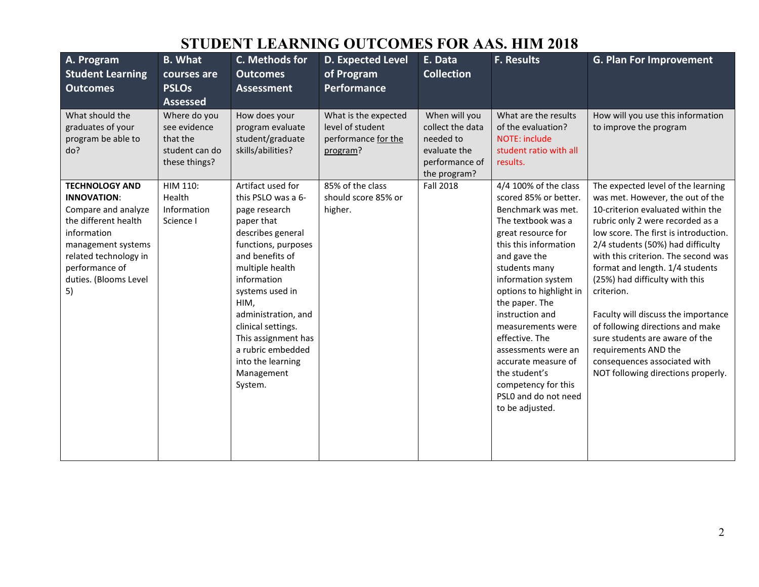# STUDENT LEARNING OUTCOMES FOR AAS. HIM 2018

| A. Program Student Learning Outcomes | B. What courses are PSLOs Assessed | C. Methods for Outcomes Assessment | D. Expected Level of Program Performance | E. Data Collection | F. Results | G. Plan For Improvement |
|---|---|---|---|---|---|---|
| What should the graduates of your program be able to do? | Where do you see evidence that the student can do these things? | How does your program evaluate student/graduate skills/abilities? | What is the expected level of student performance for the program? | When will you collect the data needed to evaluate the performance of the program? | What are the results of the evaluation? NOTE: include student ratio with all results. | How will you use this information to improve the program |
| **TECHNOLOGY AND INNOVATION**: Compare and analyze the different health information management systems related technology in performance of duties. (Blooms Level 5) | HIM 110: Health Information Science I | Artifact used for this PSLO was a 6-page research paper that describes general functions, purposes and benefits of multiple health information systems used in HIM, administration, and clinical settings. This assignment has a rubric embedded into the learning Management System. | 85% of the class should score 85% or higher. | Fall 2018 | 4/4 100% of the class scored 85% or better. Benchmark was met. The textbook was a great resource for this this information and gave the students many information system options to highlight in the paper. The instruction and measurements were effective. The assessments were an accurate measure of the student's competency for this PSL0 and do not need to be adjusted. | The expected level of the learning was met. However, the out of the 10-criterion evaluated within the rubric only 2 were recorded as a low score. The first is introduction. 2/4 students (50%) had difficulty with this criterion. The second was format and length. 1/4 students (25%) had difficulty with this criterion.<br><br>Faculty will discuss the importance of following directions and make sure students are aware of the requirements AND the consequences associated with NOT following directions properly. |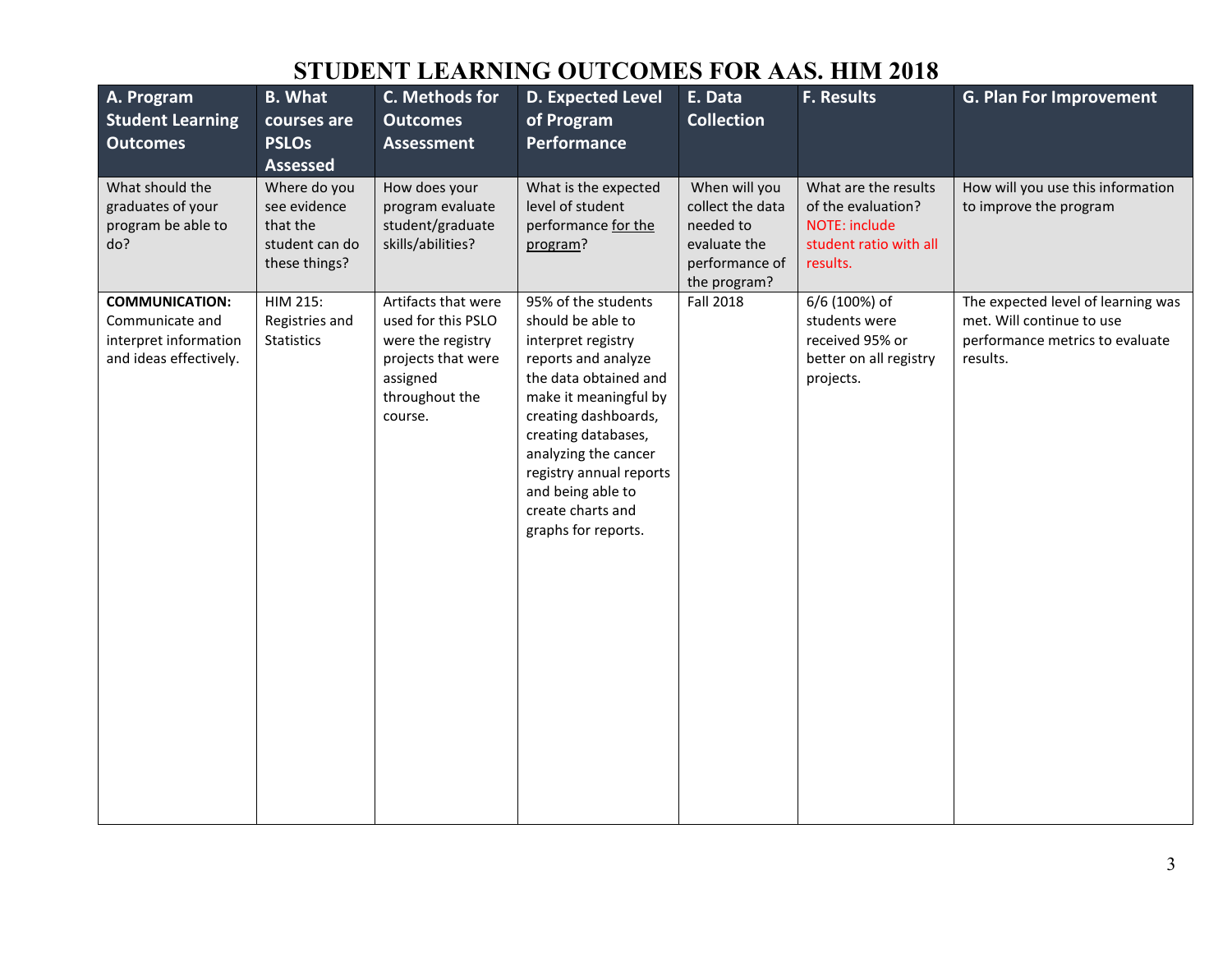# STUDENT LEARNING OUTCOMES FOR AAS. HIM 2018

| A. Program Student Learning Outcomes | B. What courses are PSLOs Assessed | C. Methods for Outcomes Assessment | D. Expected Level of Program Performance | E. Data Collection | F. Results | G. Plan For Improvement |
|---|---|---|---|---|---|---|
| What should the graduates of your program be able to do? | Where do you see evidence that the student can do these things? | How does your program evaluate student/graduate skills/abilities? | What is the expected level of student performance for the program? | When will you collect the data needed to evaluate the performance of the program? | What are the results of the evaluation? NOTE: include student ratio with all results. | How will you use this information to improve the program |
| **COMMUNICATION:** Communicate and interpret information and ideas effectively. | HIM 215: Registries and Statistics | Artifacts that were used for this PSLO were the registry projects that were assigned throughout the course. | 95% of the students should be able to interpret registry reports and analyze the data obtained and make it meaningful by creating dashboards, creating databases, analyzing the cancer registry annual reports and being able to create charts and graphs for reports. | Fall 2018 | 6/6 (100%) of students were received 95% or better on all registry projects. | The expected level of learning was met. Will continue to use performance metrics to evaluate results. |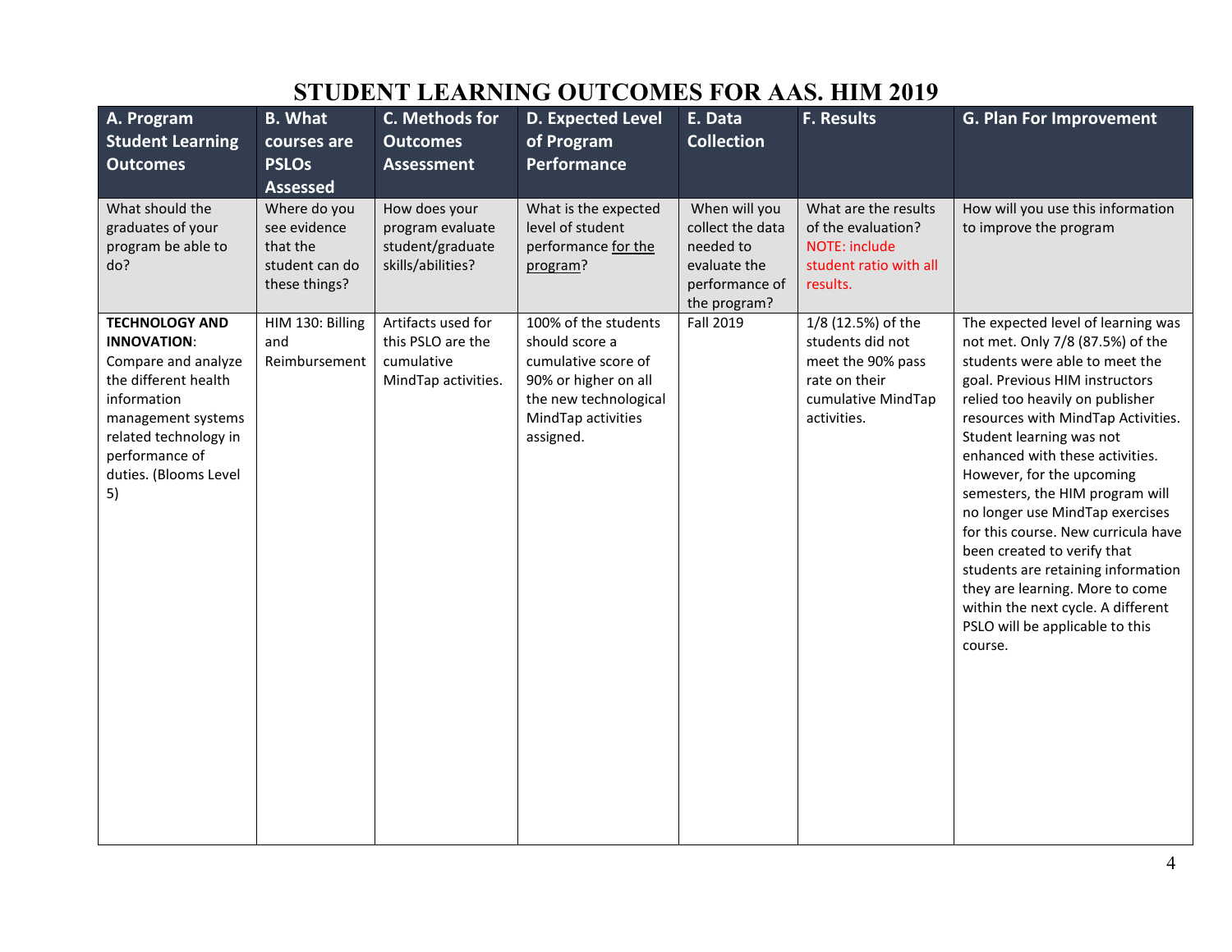# STUDENT LEARNING OUTCOMES FOR AAS. HIM 2019

| A. Program Student Learning Outcomes | B. What courses are PSLOs Assessed | C. Methods for Outcomes Assessment | D. Expected Level of Program Performance | E. Data Collection | F. Results | G. Plan For Improvement |
|---|---|---|---|---|---|---|
| What should the graduates of your program be able to do? | Where do you see evidence that the student can do these things? | How does your program evaluate student/graduate skills/abilities? | What is the expected level of student performance for the program? | When will you collect the data needed to evaluate the performance of the program? | What are the results of the evaluation? NOTE: include student ratio with all results. | How will you use this information to improve the program |
| **TECHNOLOGY AND INNOVATION**: Compare and analyze the different health information management systems related technology in performance of duties. (Blooms Level 5) | HIM 130: Billing and Reimbursement | Artifacts used for this PSLO are the cumulative MindTap activities. | 100% of the students should score a cumulative score of 90% or higher on all the new technological MindTap activities assigned. | Fall 2019 | 1/8 (12.5%) of the students did not meet the 90% pass rate on their cumulative MindTap activities. | The expected level of learning was not met. Only 7/8 (87.5%) of the students were able to meet the goal. Previous HIM instructors relied too heavily on publisher resources with MindTap Activities. Student learning was not enhanced with these activities. However, for the upcoming semesters, the HIM program will no longer use MindTap exercises for this course. New curricula have been created to verify that students are retaining information they are learning. More to come within the next cycle. A different PSLO will be applicable to this course. |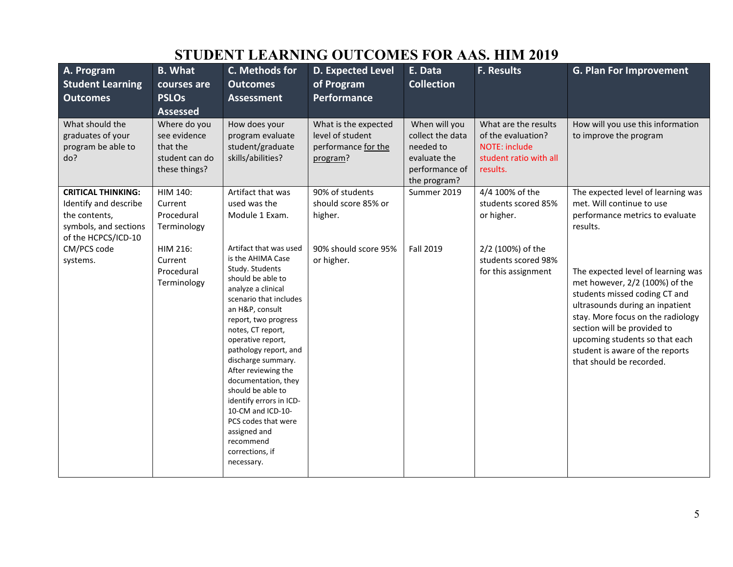# STUDENT LEARNING OUTCOMES FOR AAS. HIM 2019

| A. Program Student Learning Outcomes | B. What courses are PSLOs Assessed | C. Methods for Outcomes Assessment | D. Expected Level of Program Performance | E. Data Collection | F. Results | G. Plan For Improvement |
|---|---|---|---|---|---|---|
| What should the graduates of your program be able to do? | Where do you see evidence that the student can do these things? | How does your program evaluate student/graduate skills/abilities? | What is the expected level of student performance for the program? | When will you collect the data needed to evaluate the performance of the program? | What are the results of the evaluation? NOTE: include student ratio with all results. | How will you use this information to improve the program |
| **CRITICAL THINKING:** Identify and describe the contents, symbols, and sections of the HCPCS/ICD-10 CM/PCS code systems. | HIM 140: Current Procedural Terminology | Artifact that was used was the Module 1 Exam. | 90% of students should score 85% or higher. | Summer 2019 | 4/4 100% of the students scored 85% or higher. | The expected level of learning was met. Will continue to use performance metrics to evaluate results. |
| | HIM 216: Current Procedural Terminology | Artifact that was used is the AHIMA Case Study. Students should be able to analyze a clinical scenario that includes an H&P, consult report, two progress notes, CT report, operative report, pathology report, and discharge summary. After reviewing the documentation, they should be able to identify errors in ICD-10-CM and ICD-10-PCS codes that were assigned and recommend corrections, if necessary. | 90% should score 95% or higher. | Fall 2019 | 2/2 (100%) of the students scored 98% for this assignment | The expected level of learning was met however, 2/2 (100%) of the students missed coding CT and ultrasounds during an inpatient stay. More focus on the radiology section will be provided to upcoming students so that each student is aware of the reports that should be recorded. |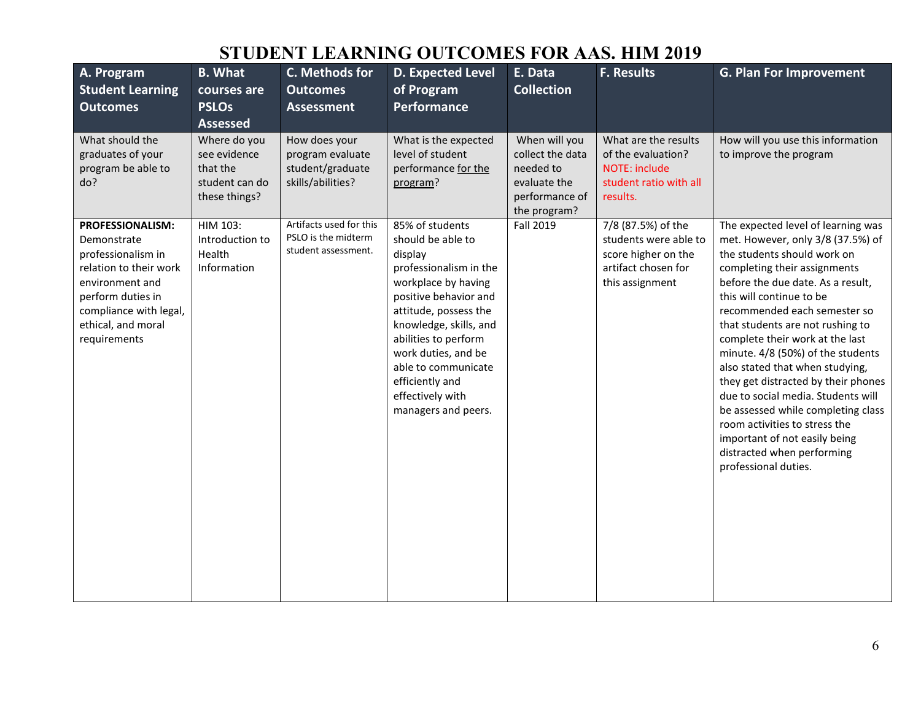# STUDENT LEARNING OUTCOMES FOR AAS. HIM 2019

| A. Program Student Learning Outcomes | B. What courses are PSLOs Assessed | C. Methods for Outcomes Assessment | D. Expected Level of Program Performance | E. Data Collection | F. Results | G. Plan For Improvement |
|---|---|---|---|---|---|---|
| What should the graduates of your program be able to do? | Where do you see evidence that the student can do these things? | How does your program evaluate student/graduate skills/abilities? | What is the expected level of student performance for the program? | When will you collect the data needed to evaluate the performance of the program? | What are the results of the evaluation? NOTE: include student ratio with all results. | How will you use this information to improve the program |
| **PROFESSIONALISM:** Demonstrate professionalism in relation to their work environment and perform duties in compliance with legal, ethical, and moral requirements | HIM 103: Introduction to Health Information | Artifacts used for this PSLO is the midterm student assessment. | 85% of students should be able to display professionalism in the workplace by having positive behavior and attitude, possess the knowledge, skills, and abilities to perform work duties, and be able to communicate efficiently and effectively with managers and peers. | Fall 2019 | 7/8 (87.5%) of the students were able to score higher on the artifact chosen for this assignment | The expected level of learning was met. However, only 3/8 (37.5%) of the students should work on completing their assignments before the due date. As a result, this will continue to be recommended each semester so that students are not rushing to complete their work at the last minute. 4/8 (50%) of the students also stated that when studying, they get distracted by their phones due to social media. Students will be assessed while completing class room activities to stress the important of not easily being distracted when performing professional duties. |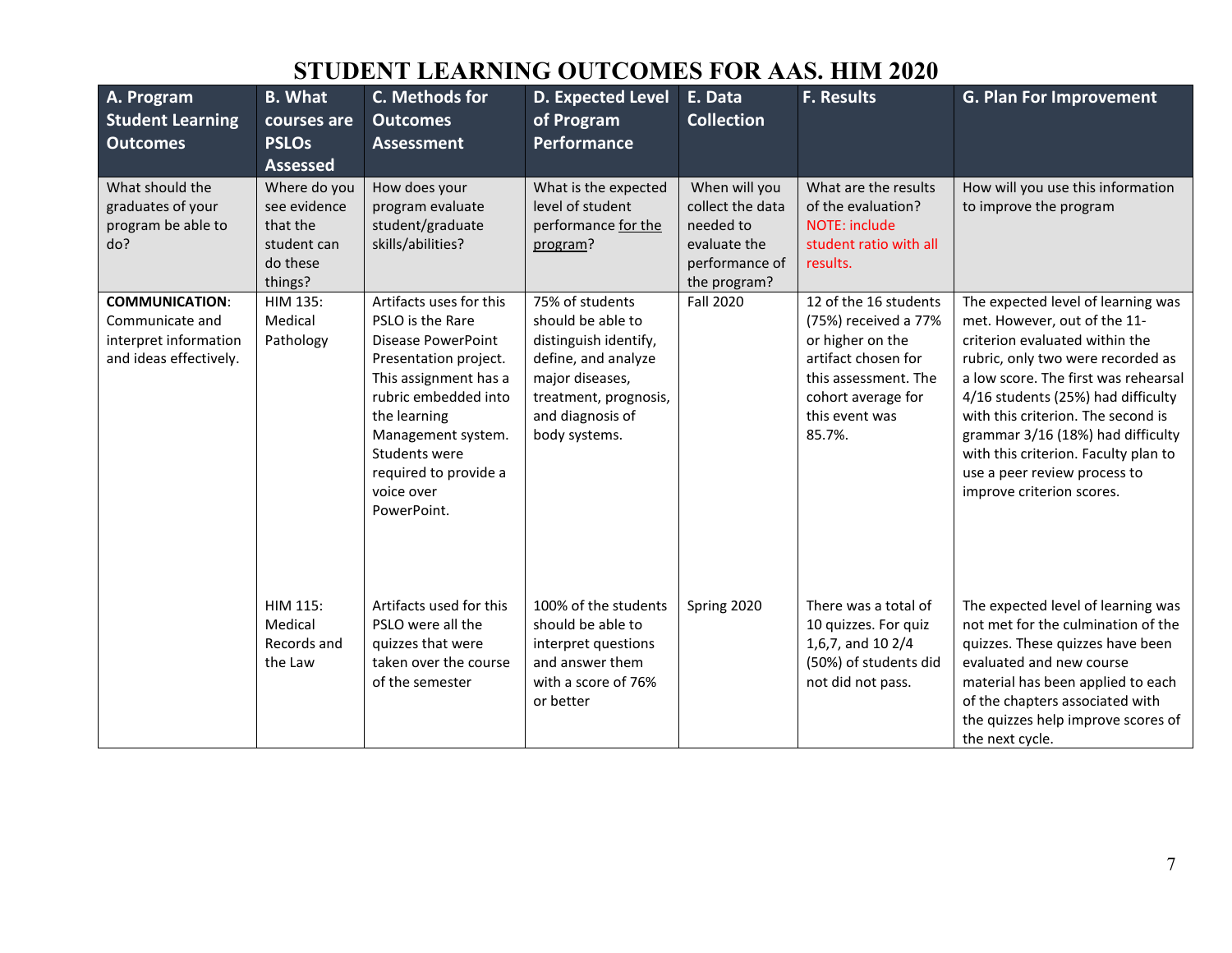# STUDENT LEARNING OUTCOMES FOR AAS. HIM 2020

| A. Program Student Learning Outcomes | B. What courses are PSLOs Assessed | C. Methods for Outcomes Assessment | D. Expected Level of Program Performance | E. Data Collection | F. Results | G. Plan For Improvement |
|---|---|---|---|---|---|---|
| What should the graduates of your program be able to do? | Where do you see evidence that the student can do these things? | How does your program evaluate student/graduate skills/abilities? | What is the expected level of student performance for the program? | When will you collect the data needed to evaluate the performance of the program? | What are the results of the evaluation? NOTE: include student ratio with all results. | How will you use this information to improve the program |
| **COMMUNICATION**: Communicate and interpret information and ideas effectively. | HIM 135: Medical Pathology | Artifacts uses for this PSLO is the Rare Disease PowerPoint Presentation project. This assignment has a rubric embedded into the learning Management system. Students were required to provide a voice over PowerPoint. | 75% of students should be able to distinguish identify, define, and analyze major diseases, treatment, prognosis, and diagnosis of body systems. | Fall 2020 | 12 of the 16 students (75%) received a 77% or higher on the artifact chosen for this assessment. The cohort average for this event was 85.7%. | The expected level of learning was met. However, out of the 11-criterion evaluated within the rubric, only two were recorded as a low score. The first was rehearsal 4/16 students (25%) had difficulty with this criterion. The second is grammar 3/16 (18%) had difficulty with this criterion. Faculty plan to use a peer review process to improve criterion scores. |
| | HIM 115: Medical Records and the Law | Artifacts used for this PSLO were all the quizzes that were taken over the course of the semester | 100% of the students should be able to interpret questions and answer them with a score of 76% or better | Spring 2020 | There was a total of 10 quizzes. For quiz 1,6,7, and 10 2/4 (50%) of students did not did not pass. | The expected level of learning was not met for the culmination of the quizzes. These quizzes have been evaluated and new course material has been applied to each of the chapters associated with the quizzes help improve scores of the next cycle. |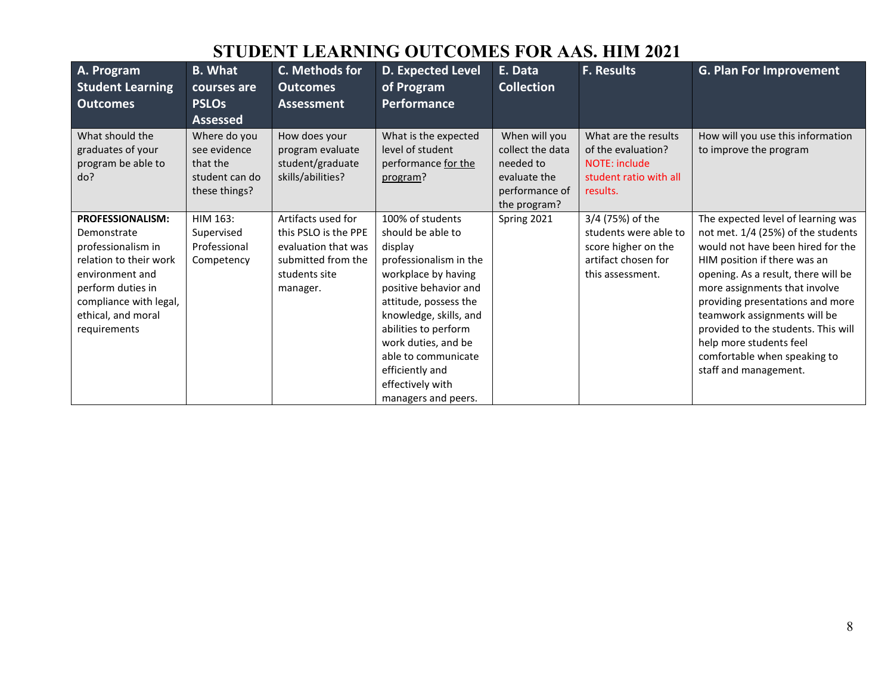# STUDENT LEARNING OUTCOMES FOR AAS. HIM 2021

| A. Program Student Learning Outcomes | B. What courses are PSLOs Assessed | C. Methods for Outcomes Assessment | D. Expected Level of Program Performance | E. Data Collection | F. Results | G. Plan For Improvement |
|---|---|---|---|---|---|---|
| What should the graduates of your program be able to do? | Where do you see evidence that the student can do these things? | How does your program evaluate student/graduate skills/abilities? | What is the expected level of student performance for the program? | When will you collect the data needed to evaluate the performance of the program? | What are the results of the evaluation? NOTE: include student ratio with all results. | How will you use this information to improve the program |
| **PROFESSIONALISM:** Demonstrate professionalism in relation to their work environment and perform duties in compliance with legal, ethical, and moral requirements | HIM 163: Supervised Professional Competency | Artifacts used for this PSLO is the PPE evaluation that was submitted from the students site manager. | 100% of students should be able to display professionalism in the workplace by having positive behavior and attitude, possess the knowledge, skills, and abilities to perform work duties, and be able to communicate efficiently and effectively with managers and peers. | Spring 2021 | 3/4 (75%) of the students were able to score higher on the artifact chosen for this assessment. | The expected level of learning was not met. 1/4 (25%) of the students would not have been hired for the HIM position if there was an opening. As a result, there will be more assignments that involve providing presentations and more teamwork assignments will be provided to the students. This will help more students feel comfortable when speaking to staff and management. |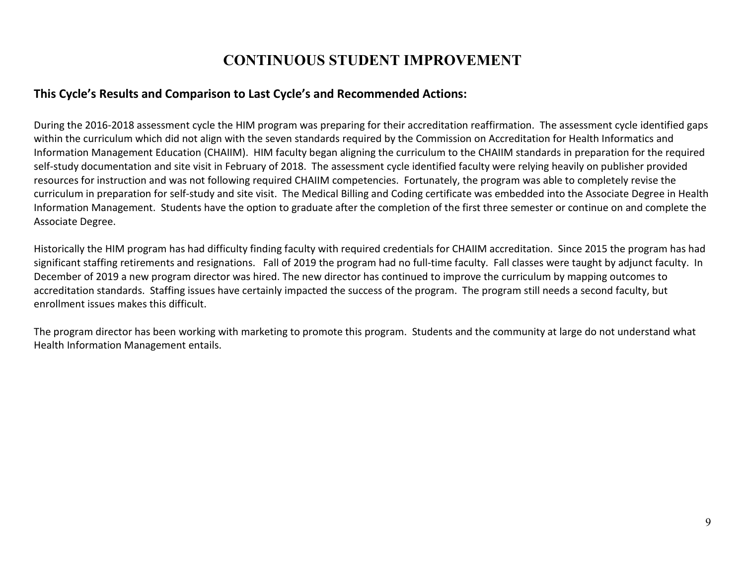# CONTINUOUS STUDENT IMPROVEMENT

## This Cycle's Results and Comparison to Last Cycle's and Recommended Actions:

During the 2016-2018 assessment cycle the HIM program was preparing for their accreditation reaffirmation. The assessment cycle identified gaps within the curriculum which did not align with the seven standards required by the Commission on Accreditation for Health Informatics and Information Management Education (CHAIIM). HIM faculty began aligning the curriculum to the CHAIIM standards in preparation for the required self-study documentation and site visit in February of 2018. The assessment cycle identified faculty were relying heavily on publisher provided resources for instruction and was not following required CHAIIM competencies. Fortunately, the program was able to completely revise the curriculum in preparation for self-study and site visit. The Medical Billing and Coding certificate was embedded into the Associate Degree in Health Information Management. Students have the option to graduate after the completion of the first three semester or continue on and complete the Associate Degree.

Historically the HIM program has had difficulty finding faculty with required credentials for CHAIIM accreditation. Since 2015 the program has had significant staffing retirements and resignations. Fall of 2019 the program had no full-time faculty. Fall classes were taught by adjunct faculty. In December of 2019 a new program director was hired. The new director has continued to improve the curriculum by mapping outcomes to accreditation standards. Staffing issues have certainly impacted the success of the program. The program still needs a second faculty, but enrollment issues makes this difficult.

The program director has been working with marketing to promote this program. Students and the community at large do not understand what Health Information Management entails.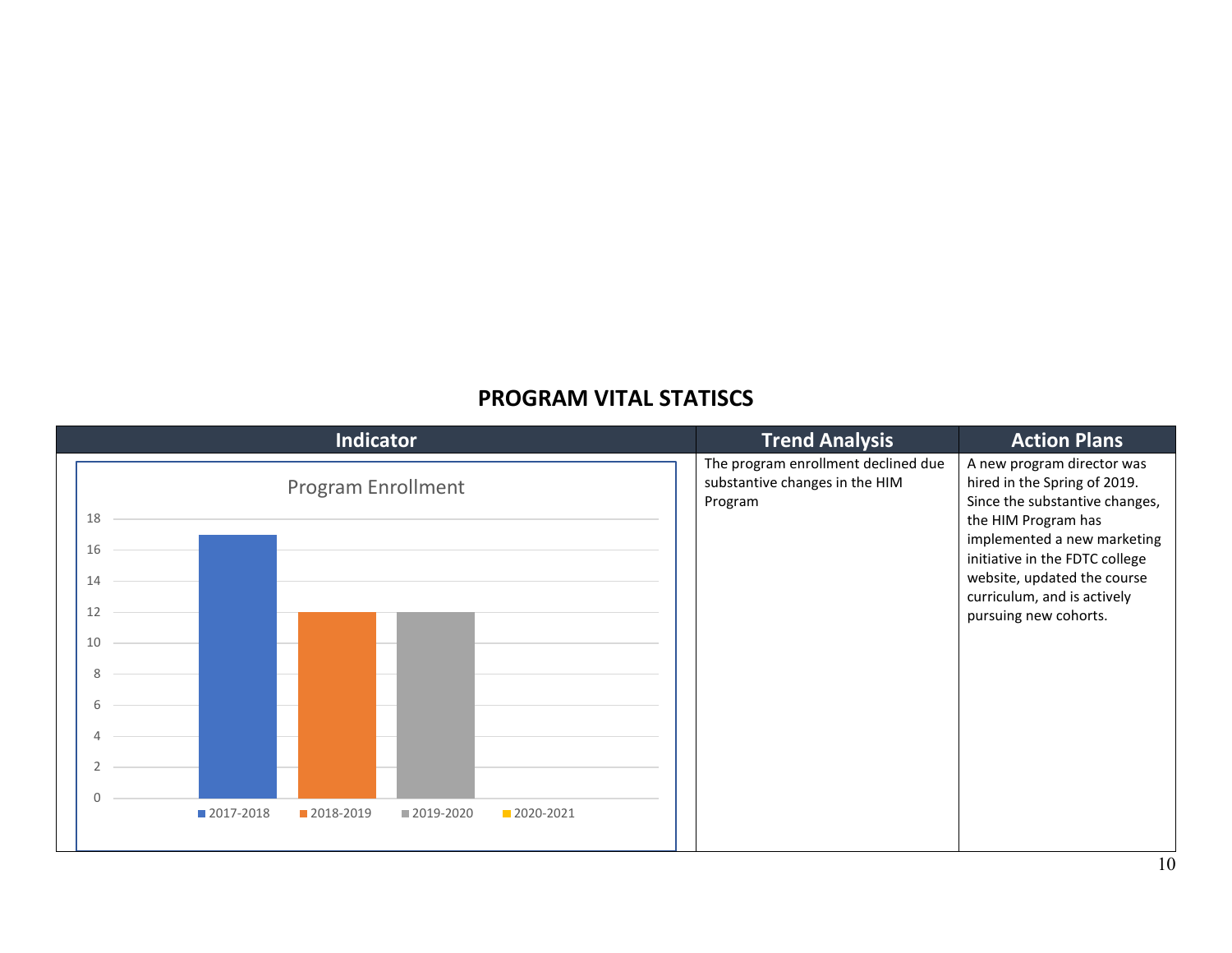## PROGRAM VITAL STATISCS

| Indicator | Trend Analysis | Action Plans |
|---|---|---|
| Program Enrollment (chart: 2017-2018: 17; 2018-2019: 12; 2019-2020: 12; 2020-2021) | The program enrollment declined due substantive changes in the HIM Program | A new program director was hired in the Spring of 2019. Since the substantive changes, the HIM Program has implemented a new marketing initiative in the FDTC college website, updated the course curriculum, and is actively pursuing new cohorts. |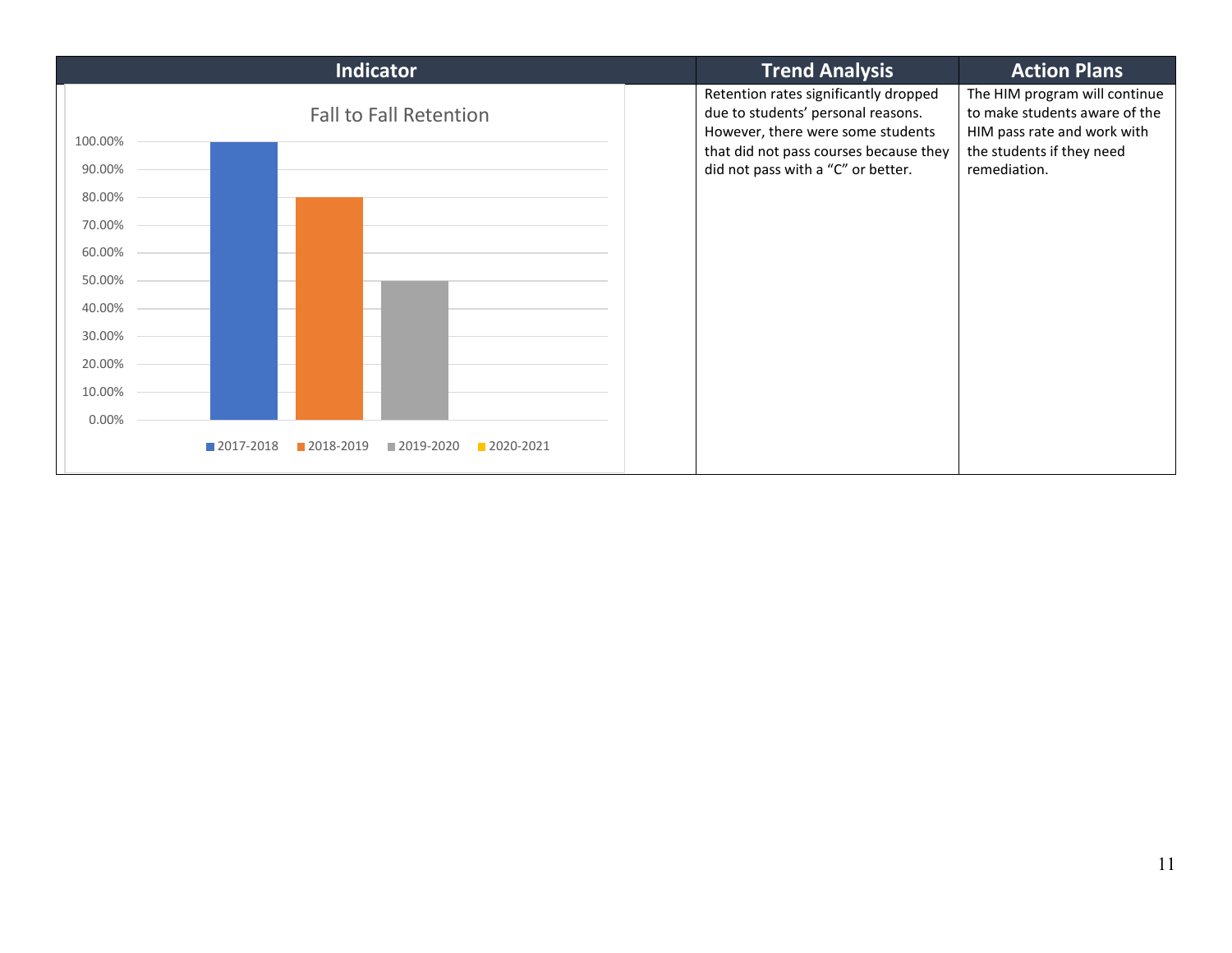| Indicator | Trend Analysis | Action Plans |
|---|---|---|
| Fall to Fall Retention<br><br>2017-2018: 100.00%<br>2018-2019: 80.00%<br>2019-2020: 50.00%<br>2020-2021 | Retention rates significantly dropped due to students' personal reasons. However, there were some students that did not pass courses because they did not pass with a "C" or better. | The HIM program will continue to make students aware of the HIM pass rate and work with the students if they need remediation. |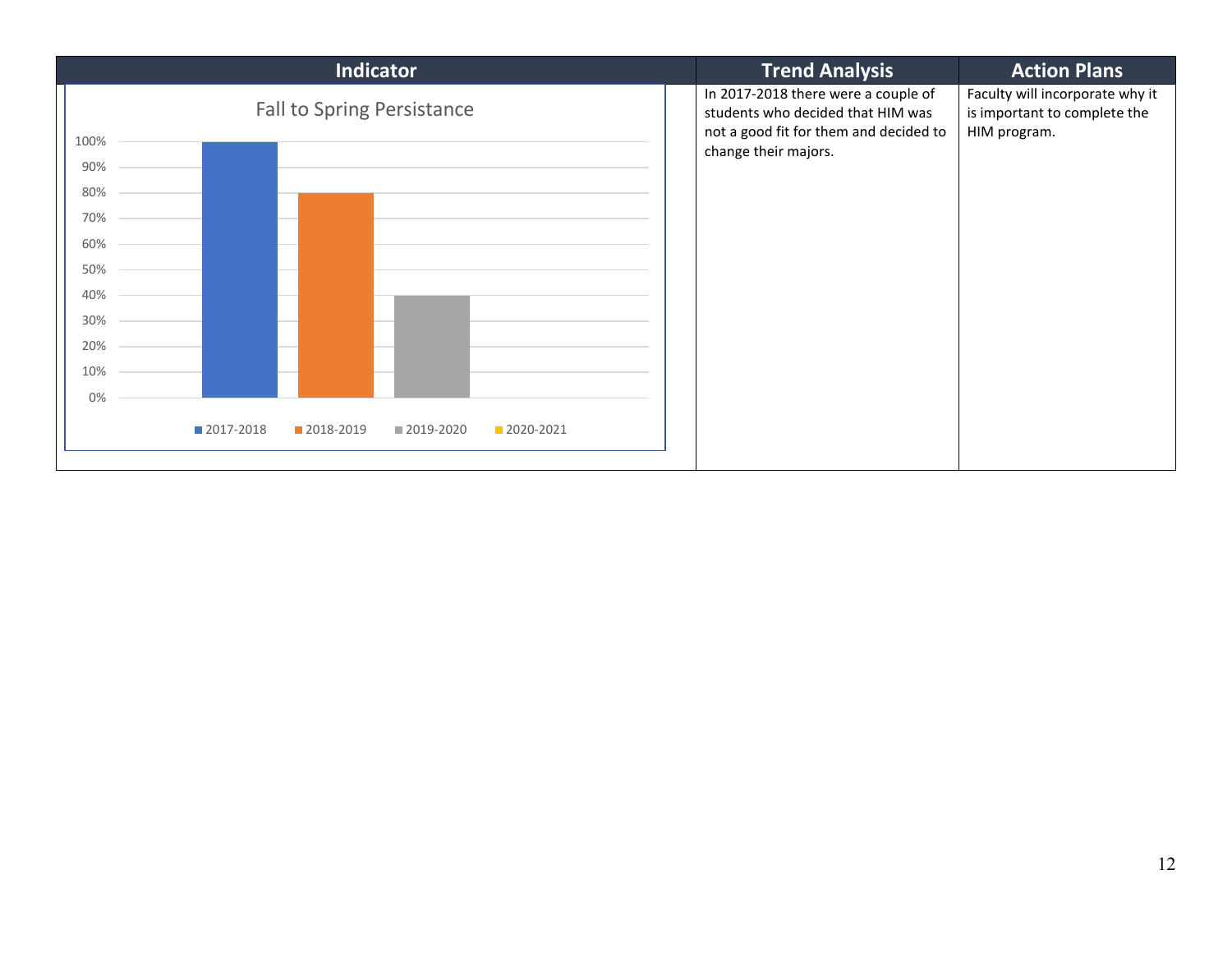| Indicator | Trend Analysis | Action Plans |
|---|---|---|
| Fall to Spring Persistance<br>100%, 90%, 80%, 70%, 60%, 50%, 40%, 30%, 20%, 10%, 0%<br>2017-2018, 2018-2019, 2019-2020, 2020-2021 | In 2017-2018 there were a couple of students who decided that HIM was not a good fit for them and decided to change their majors. | Faculty will incorporate why it is important to complete the HIM program. |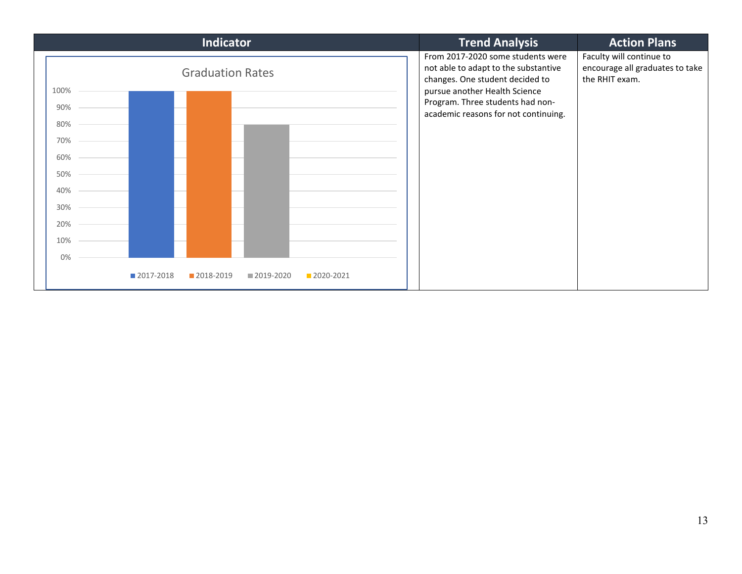| Indicator | Trend Analysis | Action Plans |
|---|---|---|
| Graduation Rates (chart: 2017-2018, 2018-2019, 2019-2020, 2020-2021) | From 2017-2020 some students were not able to adapt to the substantive changes. One student decided to pursue another Health Science Program. Three students had non-academic reasons for not continuing. | Faculty will continue to encourage all graduates to take the RHIT exam. |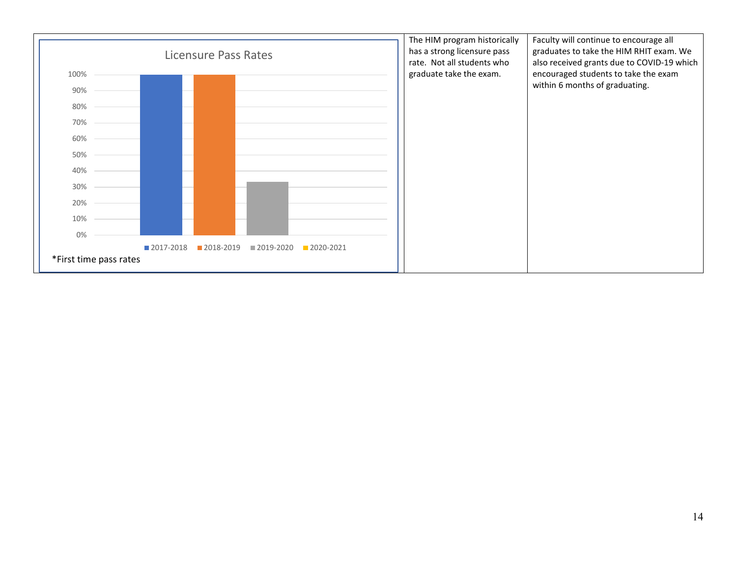| | | |
|---|---|---|
| Licensure Pass Rates<br>100%<br>90%<br>80%<br>70%<br>60%<br>50%<br>40%<br>30%<br>20%<br>10%<br>0%<br>2017-2018 2018-2019 2019-2020 2020-2021<br>*First time pass rates | The HIM program historically has a strong licensure pass rate. Not all students who graduate take the exam. | Faculty will continue to encourage all graduates to take the HIM RHIT exam. We also received grants due to COVID-19 which encouraged students to take the exam within 6 months of graduating. |